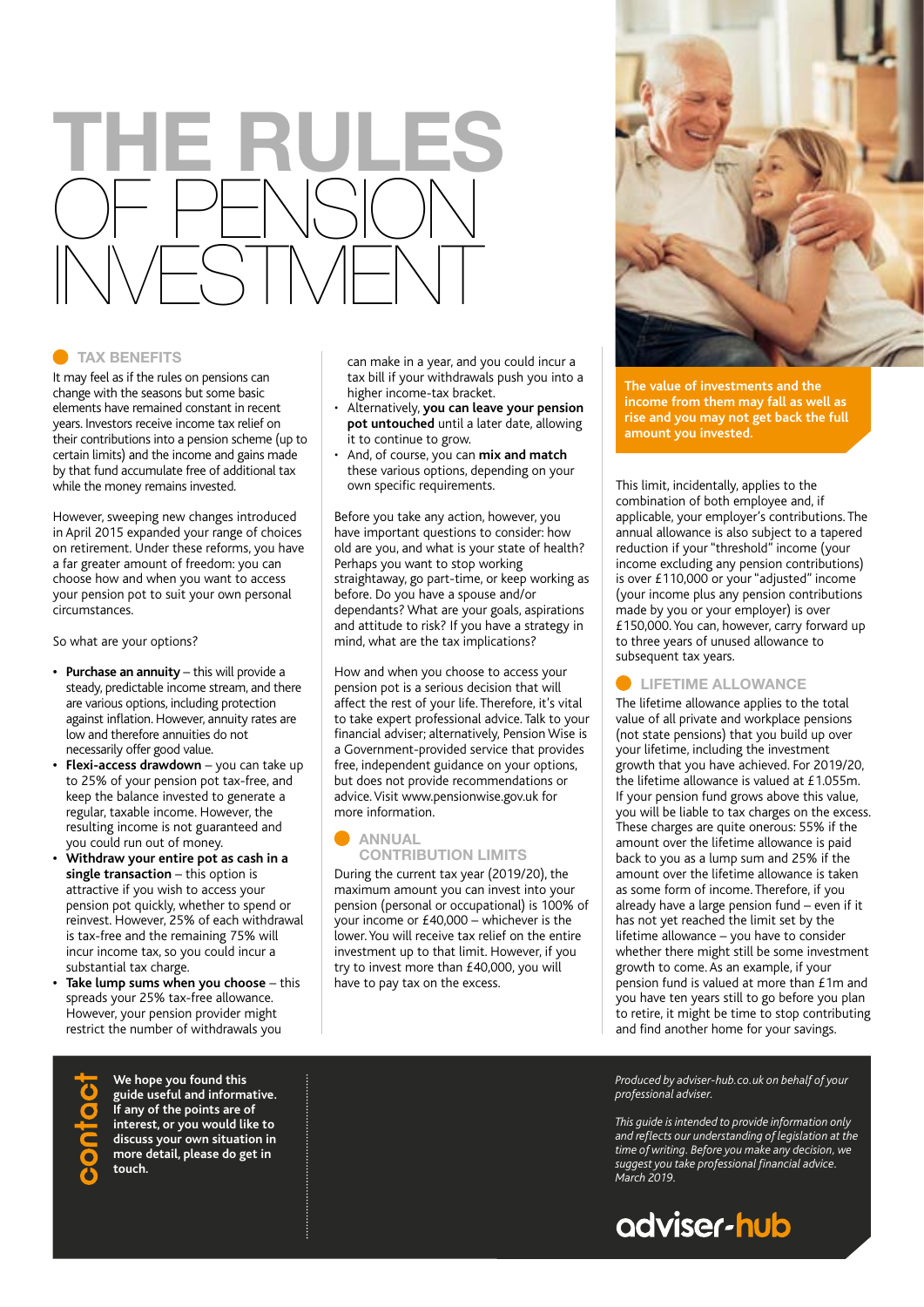# THE RULES OF PENSION INVESTMENT

## TAX BENEFITS

It may feel as if the rules on pensions can change with the seasons but some basic elements have remained constant in recent years. Investors receive income tax relief on their contributions into a pension scheme (up to certain limits) and the income and gains made by that fund accumulate free of additional tax while the money remains invested.

However, sweeping new changes introduced in April 2015 expanded your range of choices on retirement. Under these reforms, you have a far greater amount of freedom: you can choose how and when you want to access your pension pot to suit your own personal circumstances.

So what are your options?

- **Purchase an annuity** – this will provide a steady, predictable income stream, and there are various options, including protection against inflation. However, annuity rates are low and therefore annuities do not necessarily offer good value.
- **Flexi-access drawdown** – you can take up to 25% of your pension pot tax-free, and keep the balance invested to generate a regular, taxable income. However, the resulting income is not guaranteed and you could run out of money.
- **Withdraw your entire pot as cash in a single transaction** – this option is attractive if you wish to access your pension pot quickly, whether to spend or reinvest. However, 25% of each withdrawal is tax-free and the remaining 75% will incur income tax, so you could incur a substantial tax charge.
- **Take lump sums when you choose** – this spreads your 25% tax-free allowance. However, your pension provider might restrict the number of withdrawals you can make in a year, and you could incur a tax bill if your withdrawals push you into a higher income-tax bracket.
- Alternatively, **you can leave your pension pot untouched** until a later date, allowing it to continue to grow.
- And, of course, you can **mix and match** these various options, depending on your own specific requirements.

Before you take any action, however, you have important questions to consider: how old are you, and what is your state of health? Perhaps you want to stop working straightaway, go part-time, or keep working as before. Do you have a spouse and/or dependants? What are your goals, aspirations and attitude to risk? If you have a strategy in mind, what are the tax implications?

How and when you choose to access your pension pot is a serious decision that will affect the rest of your life. Therefore, it's vital to take expert professional advice. Talk to your financial adviser; alternatively, Pension Wise is a Government-provided service that provides free, independent guidance on your options, but does not provide recommendations or advice. Visit www.pensionwise.gov.uk for more information.

## ANNUAL CONTRIBUTION LIMITS

During the current tax year (2019/20), the maximum amount you can invest into your pension (personal or occupational) is 100% of your income or £40,000 – whichever is the lower. You will receive tax relief on the entire investment up to that limit. However, if you try to invest more than £40,000, you will have to pay tax on the excess.

**The value of investments and the income from them may fall as well as rise and you may not get back the full amount you invested.**

This limit, incidentally, applies to the combination of both employee and, if applicable, your employer's contributions. The annual allowance is also subject to a tapered reduction if your "threshold" income (your income excluding any pension contributions) is over £110,000 or your "adjusted" income (your income plus any pension contributions made by you or your employer) is over £150,000. You can, however, carry forward up to three years of unused allowance to subsequent tax years.

## LIFETIME ALLOWANCE

The lifetime allowance applies to the total value of all private and workplace pensions (not state pensions) that you build up over your lifetime, including the investment growth that you have achieved. For 2019/20, the lifetime allowance is valued at £1.055m. If your pension fund grows above this value, you will be liable to tax charges on the excess. These charges are quite onerous: 55% if the amount over the lifetime allowance is paid back to you as a lump sum and 25% if the amount over the lifetime allowance is taken as some form of income. Therefore, if you already have a large pension fund – even if it has not yet reached the limit set by the lifetime allowance – you have to consider whether there might still be some investment growth to come. As an example, if your pension fund is valued at more than £1m and you have ten years still to go before you plan to retire, it might be time to stop contributing and find another home for your savings.

**contact**

**We hope you found this guide useful and informative. If any of the points are of interest, or you would like to discuss your own situation in more detail, please do get in touch.**

*Produced by adviser-hub.co.uk on behalf of your professional adviser.*

*This guide is intended to provide information only and reflects our understanding of legislation at the time of writing. Before you make any decision, we suggest you take professional financial advice. March 2019.*

adviser-hub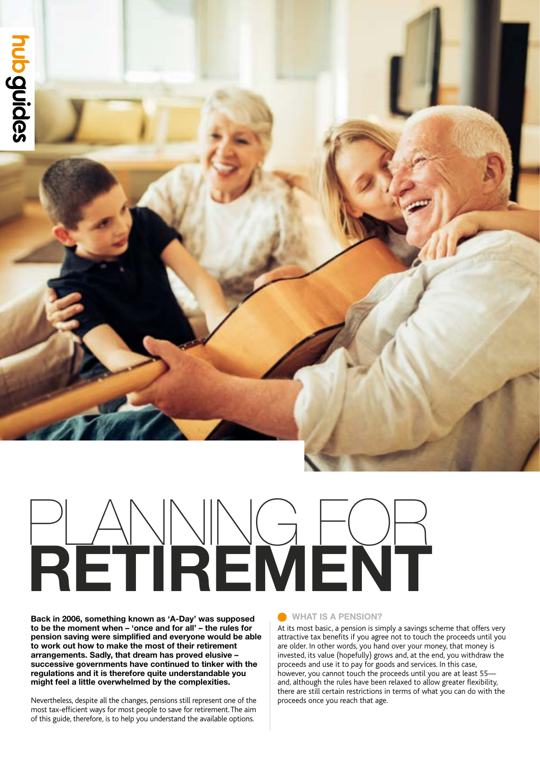# PLANNING FOR RETIREMENT

**Back in 2006, something known as 'A-Day' was supposed to be the moment when – 'once and for all' – the rules for pension saving were simplified and everyone would be able to work out how to make the most of their retirement arrangements. Sadly, that dream has proved elusive – successive governments have continued to tinker with the regulations and it is therefore quite understandable you might feel a little overwhelmed by the complexities.**

Nevertheless, despite all the changes, pensions still represent one of the most tax-efficient ways for most people to save for retirement. The aim of this guide, therefore, is to help you understand the available options.

## WHAT IS A PENSION?

At its most basic, a pension is simply a savings scheme that offers very attractive tax benefits if you agree not to touch the proceeds until you are older. In other words, you hand over your money, that money is invested, its value (hopefully) grows and, at the end, you withdraw the proceeds and use it to pay for goods and services. In this case, however, you cannot touch the proceeds until you are at least 55—and, although the rules have been relaxed to allow greater flexibility, there are still certain restrictions in terms of what you can do with the proceeds once you reach that age.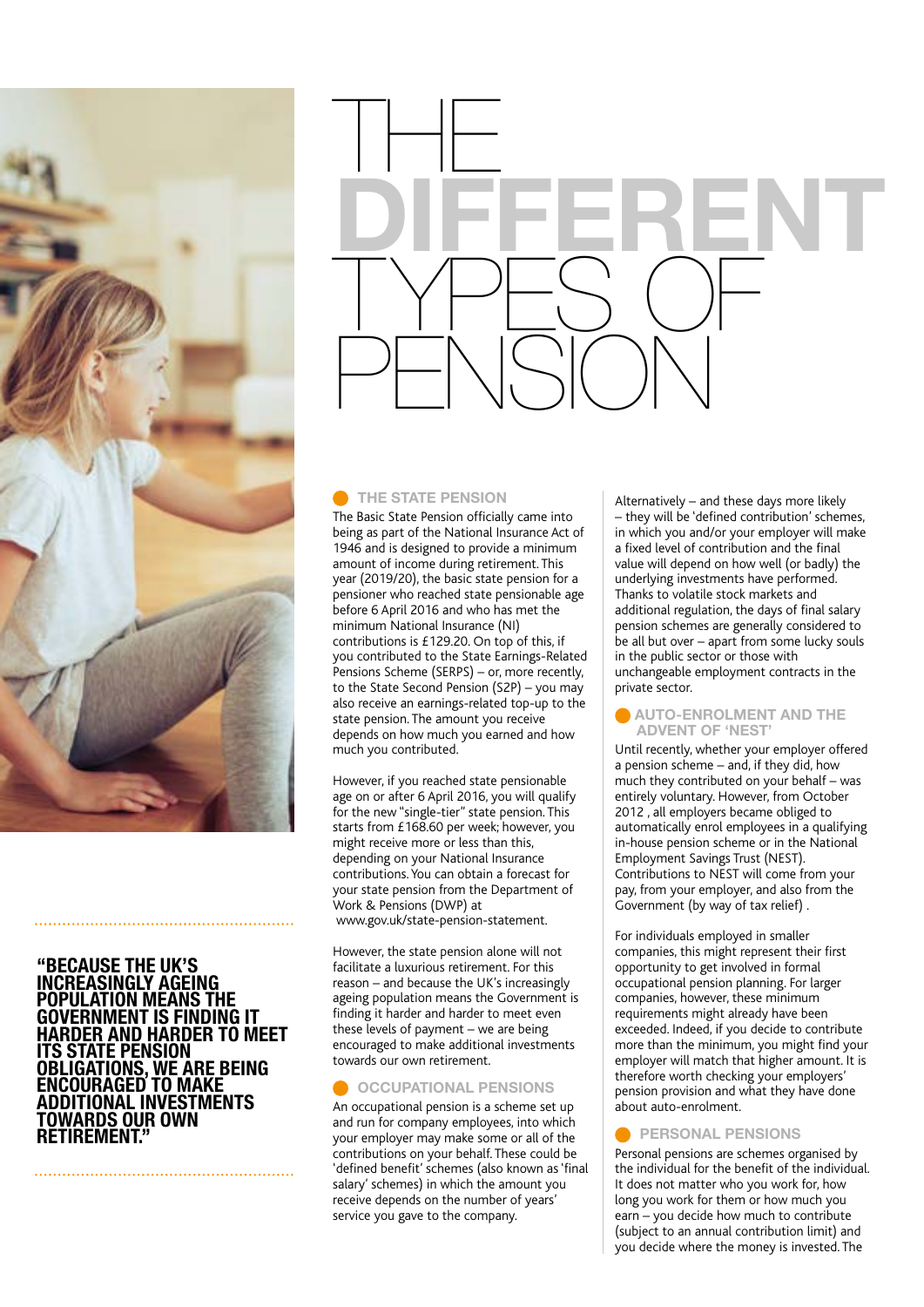# THE DIFFERENT TYPES OF PENSION

> **"BECAUSE THE UK'S INCREASINGLY AGEING POPULATION MEANS THE GOVERNMENT IS FINDING IT HARDER AND HARDER TO MEET ITS STATE PENSION OBLIGATIONS, WE ARE BEING ENCOURAGED TO MAKE ADDITIONAL INVESTMENTS TOWARDS OUR OWN RETIREMENT."**

## THE STATE PENSION

The Basic State Pension officially came into being as part of the National Insurance Act of 1946 and is designed to provide a minimum amount of income during retirement. This year (2019/20), the basic state pension for a pensioner who reached state pensionable age before 6 April 2016 and who has met the minimum National Insurance (NI) contributions is £129.20. On top of this, if you contributed to the State Earnings-Related Pensions Scheme (SERPS) – or, more recently, to the State Second Pension (S2P) – you may also receive an earnings-related top-up to the state pension. The amount you receive depends on how much you earned and how much you contributed.

However, if you reached state pensionable age on or after 6 April 2016, you will qualify for the new "single-tier" state pension. This starts from £168.60 per week; however, you might receive more or less than this, depending on your National Insurance contributions. You can obtain a forecast for your state pension from the Department of Work & Pensions (DWP) at www.gov.uk/state-pension-statement.

However, the state pension alone will not facilitate a luxurious retirement. For this reason – and because the UK's increasingly ageing population means the Government is finding it harder and harder to meet even these levels of payment – we are being encouraged to make additional investments towards our own retirement.

## OCCUPATIONAL PENSIONS

An occupational pension is a scheme set up and run for company employees, into which your employer may make some or all of the contributions on your behalf. These could be 'defined benefit' schemes (also known as 'final salary' schemes) in which the amount you receive depends on the number of years' service you gave to the company.

Alternatively – and these days more likely – they will be 'defined contribution' schemes, in which you and/or your employer will make a fixed level of contribution and the final value will depend on how well (or badly) the underlying investments have performed. Thanks to volatile stock markets and additional regulation, the days of final salary pension schemes are generally considered to be all but over – apart from some lucky souls in the public sector or those with unchangeable employment contracts in the private sector.

## AUTO-ENROLMENT AND THE ADVENT OF 'NEST'

Until recently, whether your employer offered a pension scheme – and, if they did, how much they contributed on your behalf – was entirely voluntary. However, from October 2012 , all employers became obliged to automatically enrol employees in a qualifying in-house pension scheme or in the National Employment Savings Trust (NEST). Contributions to NEST will come from your pay, from your employer, and also from the Government (by way of tax relief) .

For individuals employed in smaller companies, this might represent their first opportunity to get involved in formal occupational pension planning. For larger companies, however, these minimum requirements might already have been exceeded. Indeed, if you decide to contribute more than the minimum, you might find your employer will match that higher amount. It is therefore worth checking your employers' pension provision and what they have done about auto-enrolment.

## PERSONAL PENSIONS

Personal pensions are schemes organised by the individual for the benefit of the individual. It does not matter who you work for, how long you work for them or how much you earn – you decide how much to contribute (subject to an annual contribution limit) and you decide where the money is invested. The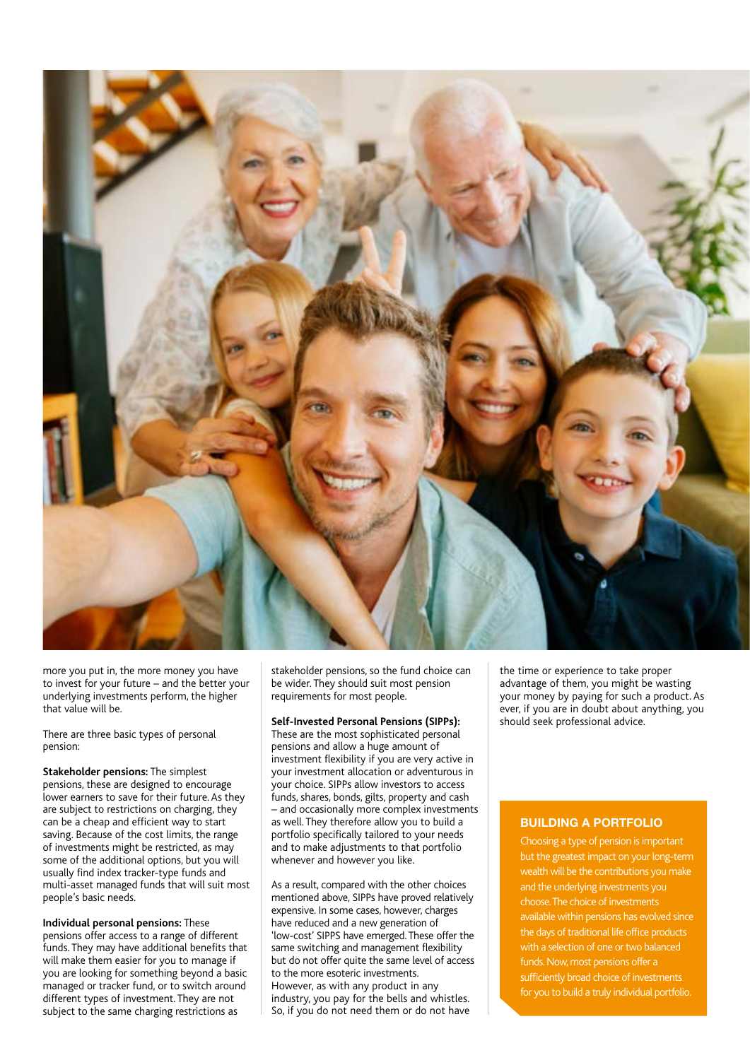more you put in, the more money you have to invest for your future – and the better your underlying investments perform, the higher that value will be.

There are three basic types of personal pension:

**Stakeholder pensions:** The simplest pensions, these are designed to encourage lower earners to save for their future. As they are subject to restrictions on charging, they can be a cheap and efficient way to start saving. Because of the cost limits, the range of investments might be restricted, as may some of the additional options, but you will usually find index tracker-type funds and multi-asset managed funds that will suit most people's basic needs.

**Individual personal pensions:** These pensions offer access to a range of different funds. They may have additional benefits that will make them easier for you to manage if you are looking for something beyond a basic managed or tracker fund, or to switch around different types of investment. They are not subject to the same charging restrictions as stakeholder pensions, so the fund choice can be wider. They should suit most pension requirements for most people.

**Self-Invested Personal Pensions (SIPPs):** These are the most sophisticated personal pensions and allow a huge amount of investment flexibility if you are very active in your investment allocation or adventurous in your choice. SIPPs allow investors to access funds, shares, bonds, gilts, property and cash – and occasionally more complex investments as well. They therefore allow you to build a portfolio specifically tailored to your needs and to make adjustments to that portfolio whenever and however you like.

As a result, compared with the other choices mentioned above, SIPPs have proved relatively expensive. In some cases, however, charges have reduced and a new generation of 'low-cost' SIPPS have emerged. These offer the same switching and management flexibility but do not offer quite the same level of access to the more esoteric investments. However, as with any product in any industry, you pay for the bells and whistles. So, if you do not need them or do not have the time or experience to take proper advantage of them, you might be wasting your money by paying for such a product. As ever, if you are in doubt about anything, you should seek professional advice.

## BUILDING A PORTFOLIO

Choosing a type of pension is important but the greatest impact on your long-term wealth will be the contributions you make and the underlying investments you choose. The choice of investments available within pensions has evolved since the days of traditional life office products with a selection of one or two balanced funds. Now, most pensions offer a sufficiently broad choice of investments for you to build a truly individual portfolio.